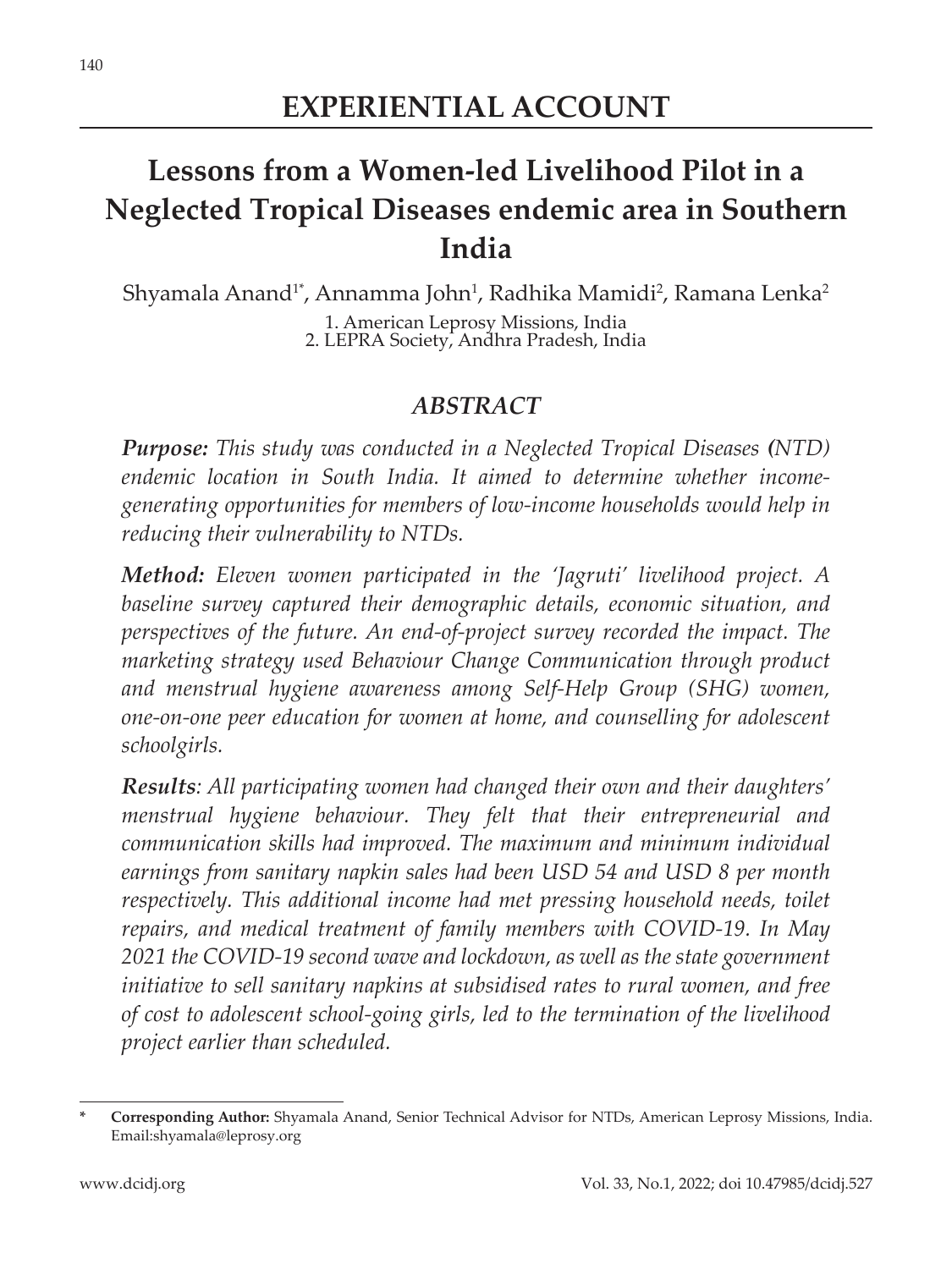# EXPERIENTIAL ACCOUNT

## Lessons from a Women-led Livelihood Pilot in a Neglected Tropical Diseases endemic area in Southern India

Shyamala Anand[1*], Annamma John[1], Radhika Mamidi[2], Ramana Lenka[2]

1. American Leprosy Missions, India
2. LEPRA Society, Andhra Pradesh, India

### *ABSTRACT*

***Purpose:*** *This study was conducted in a Neglected Tropical Diseases* ***(****NTD) endemic location in South India. It aimed to determine whether income-generating opportunities for members of low-income households would help in reducing their vulnerability to NTDs.*

***Method:*** *Eleven women participated in the 'Jagruti' livelihood project. A baseline survey captured their demographic details, economic situation, and perspectives of the future. An end-of-project survey recorded the impact. The marketing strategy used Behaviour Change Communication through product and menstrual hygiene awareness among Self-Help Group (SHG) women, one-on-one peer education for women at home, and counselling for adolescent schoolgirls.*

***Results****: All participating women had changed their own and their daughters' menstrual hygiene behaviour. They felt that their entrepreneurial and communication skills had improved. The maximum and minimum individual earnings from sanitary napkin sales had been USD 54 and USD 8 per month respectively. This additional income had met pressing household needs, toilet repairs, and medical treatment of family members with COVID-19. In May 2021 the COVID-19 second wave and lockdown, as well as the state government initiative to sell sanitary napkins at subsidised rates to rural women, and free of cost to adolescent school-going girls, led to the termination of the livelihood project earlier than scheduled.*

---

\* **Corresponding Author:** Shyamala Anand, Senior Technical Advisor for NTDs, American Leprosy Missions, India. Email:shyamala@leprosy.org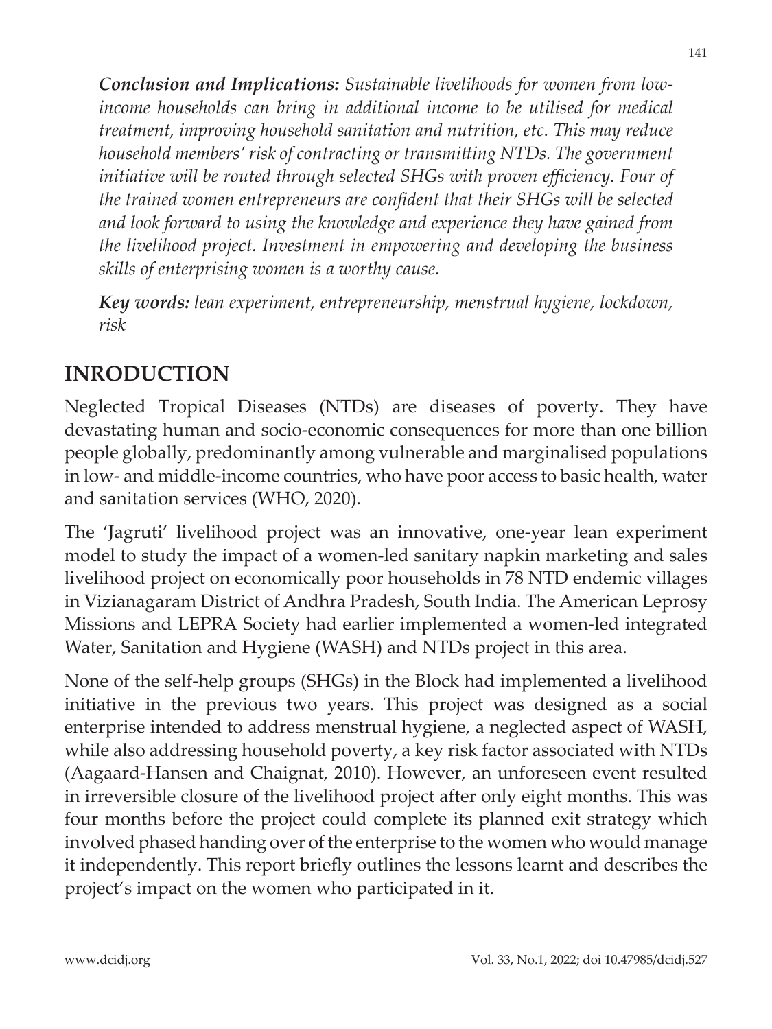***Conclusion and Implications:*** *Sustainable livelihoods for women from low-income households can bring in additional income to be utilised for medical treatment, improving household sanitation and nutrition, etc. This may reduce household members' risk of contracting or transmitting NTDs. The government initiative will be routed through selected SHGs with proven efficiency. Four of the trained women entrepreneurs are confident that their SHGs will be selected and look forward to using the knowledge and experience they have gained from the livelihood project. Investment in empowering and developing the business skills of enterprising women is a worthy cause.*

***Key words:*** *lean experiment, entrepreneurship, menstrual hygiene, lockdown, risk*

## INRODUCTION

Neglected Tropical Diseases (NTDs) are diseases of poverty. They have devastating human and socio-economic consequences for more than one billion people globally, predominantly among vulnerable and marginalised populations in low- and middle-income countries, who have poor access to basic health, water and sanitation services (WHO, 2020).

The 'Jagruti' livelihood project was an innovative, one-year lean experiment model to study the impact of a women-led sanitary napkin marketing and sales livelihood project on economically poor households in 78 NTD endemic villages in Vizianagaram District of Andhra Pradesh, South India. The American Leprosy Missions and LEPRA Society had earlier implemented a women-led integrated Water, Sanitation and Hygiene (WASH) and NTDs project in this area.

None of the self-help groups (SHGs) in the Block had implemented a livelihood initiative in the previous two years. This project was designed as a social enterprise intended to address menstrual hygiene, a neglected aspect of WASH, while also addressing household poverty, a key risk factor associated with NTDs (Aagaard-Hansen and Chaignat, 2010). However, an unforeseen event resulted in irreversible closure of the livelihood project after only eight months. This was four months before the project could complete its planned exit strategy which involved phased handing over of the enterprise to the women who would manage it independently. This report briefly outlines the lessons learnt and describes the project's impact on the women who participated in it.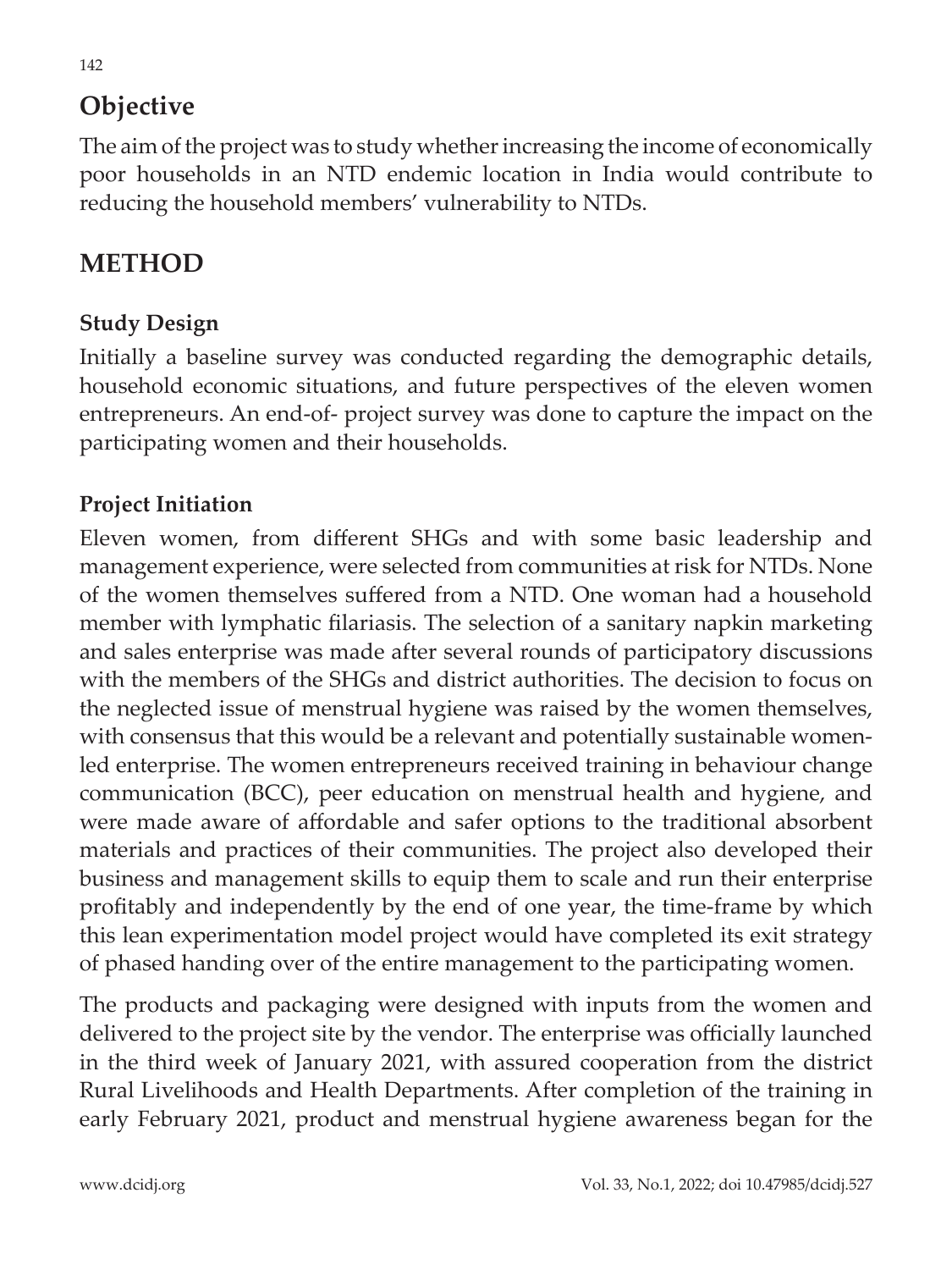## Objective

The aim of the project was to study whether increasing the income of economically poor households in an NTD endemic location in India would contribute to reducing the household members' vulnerability to NTDs.

# METHOD

### Study Design

Initially a baseline survey was conducted regarding the demographic details, household economic situations, and future perspectives of the eleven women entrepreneurs. An end-of- project survey was done to capture the impact on the participating women and their households.

### Project Initiation

Eleven women, from different SHGs and with some basic leadership and management experience, were selected from communities at risk for NTDs. None of the women themselves suffered from a NTD. One woman had a household member with lymphatic filariasis. The selection of a sanitary napkin marketing and sales enterprise was made after several rounds of participatory discussions with the members of the SHGs and district authorities. The decision to focus on the neglected issue of menstrual hygiene was raised by the women themselves, with consensus that this would be a relevant and potentially sustainable women-led enterprise. The women entrepreneurs received training in behaviour change communication (BCC), peer education on menstrual health and hygiene, and were made aware of affordable and safer options to the traditional absorbent materials and practices of their communities. The project also developed their business and management skills to equip them to scale and run their enterprise profitably and independently by the end of one year, the time-frame by which this lean experimentation model project would have completed its exit strategy of phased handing over of the entire management to the participating women.

The products and packaging were designed with inputs from the women and delivered to the project site by the vendor. The enterprise was officially launched in the third week of January 2021, with assured cooperation from the district Rural Livelihoods and Health Departments. After completion of the training in early February 2021, product and menstrual hygiene awareness began for the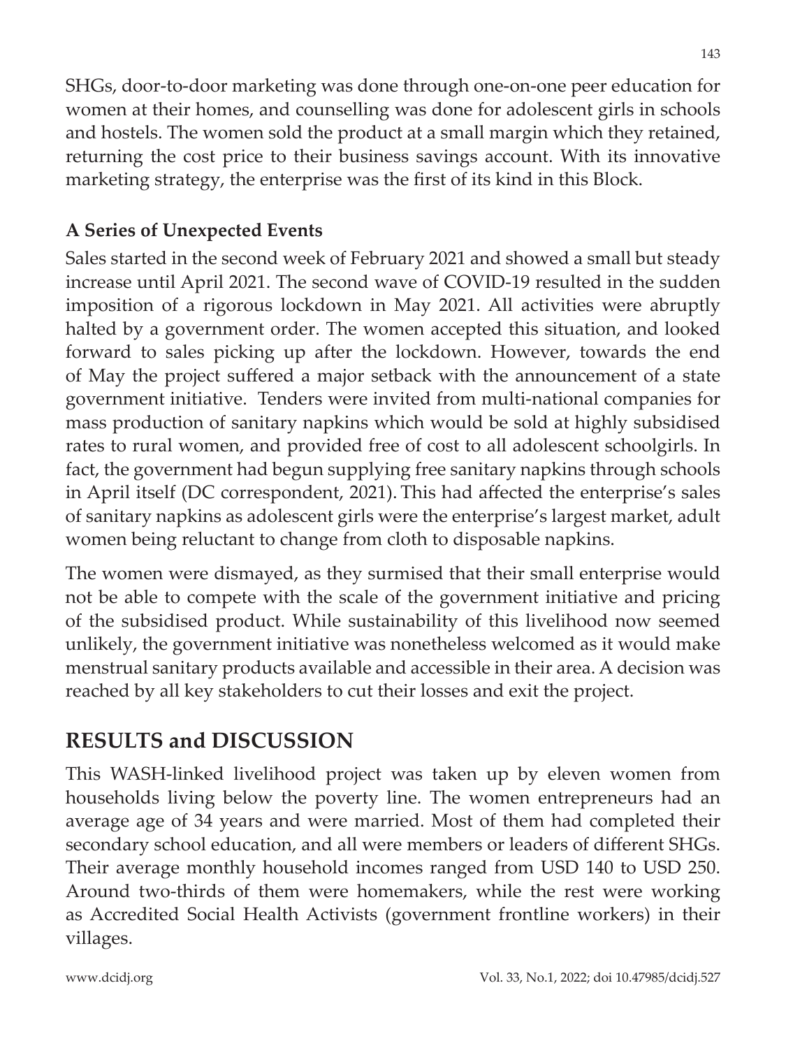SHGs, door-to-door marketing was done through one-on-one peer education for women at their homes, and counselling was done for adolescent girls in schools and hostels. The women sold the product at a small margin which they retained, returning the cost price to their business savings account. With its innovative marketing strategy, the enterprise was the first of its kind in this Block.

### A Series of Unexpected Events

Sales started in the second week of February 2021 and showed a small but steady increase until April 2021. The second wave of COVID-19 resulted in the sudden imposition of a rigorous lockdown in May 2021. All activities were abruptly halted by a government order. The women accepted this situation, and looked forward to sales picking up after the lockdown. However, towards the end of May the project suffered a major setback with the announcement of a state government initiative. Tenders were invited from multi-national companies for mass production of sanitary napkins which would be sold at highly subsidised rates to rural women, and provided free of cost to all adolescent schoolgirls. In fact, the government had begun supplying free sanitary napkins through schools in April itself (DC correspondent, 2021). This had affected the enterprise's sales of sanitary napkins as adolescent girls were the enterprise's largest market, adult women being reluctant to change from cloth to disposable napkins.

The women were dismayed, as they surmised that their small enterprise would not be able to compete with the scale of the government initiative and pricing of the subsidised product. While sustainability of this livelihood now seemed unlikely, the government initiative was nonetheless welcomed as it would make menstrual sanitary products available and accessible in their area. A decision was reached by all key stakeholders to cut their losses and exit the project.

## RESULTS and DISCUSSION

This WASH-linked livelihood project was taken up by eleven women from households living below the poverty line. The women entrepreneurs had an average age of 34 years and were married. Most of them had completed their secondary school education, and all were members or leaders of different SHGs. Their average monthly household incomes ranged from USD 140 to USD 250. Around two-thirds of them were homemakers, while the rest were working as Accredited Social Health Activists (government frontline workers) in their villages.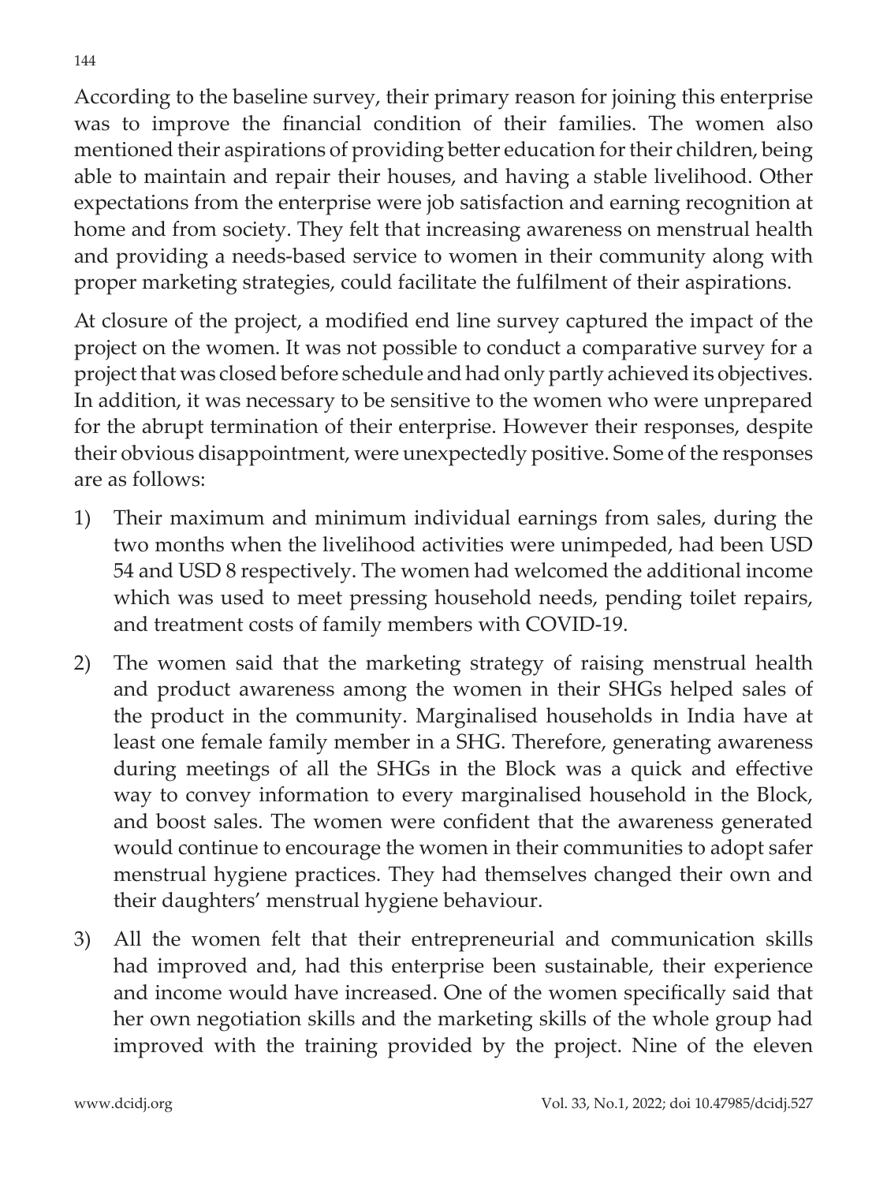According to the baseline survey, their primary reason for joining this enterprise was to improve the financial condition of their families. The women also mentioned their aspirations of providing better education for their children, being able to maintain and repair their houses, and having a stable livelihood. Other expectations from the enterprise were job satisfaction and earning recognition at home and from society. They felt that increasing awareness on menstrual health and providing a needs-based service to women in their community along with proper marketing strategies, could facilitate the fulfilment of their aspirations.

At closure of the project, a modified end line survey captured the impact of the project on the women. It was not possible to conduct a comparative survey for a project that was closed before schedule and had only partly achieved its objectives. In addition, it was necessary to be sensitive to the women who were unprepared for the abrupt termination of their enterprise. However their responses, despite their obvious disappointment, were unexpectedly positive. Some of the responses are as follows:

1) Their maximum and minimum individual earnings from sales, during the two months when the livelihood activities were unimpeded, had been USD 54 and USD 8 respectively. The women had welcomed the additional income which was used to meet pressing household needs, pending toilet repairs, and treatment costs of family members with COVID-19.
2) The women said that the marketing strategy of raising menstrual health and product awareness among the women in their SHGs helped sales of the product in the community. Marginalised households in India have at least one female family member in a SHG. Therefore, generating awareness during meetings of all the SHGs in the Block was a quick and effective way to convey information to every marginalised household in the Block, and boost sales. The women were confident that the awareness generated would continue to encourage the women in their communities to adopt safer menstrual hygiene practices. They had themselves changed their own and their daughters' menstrual hygiene behaviour.
3) All the women felt that their entrepreneurial and communication skills had improved and, had this enterprise been sustainable, their experience and income would have increased. One of the women specifically said that her own negotiation skills and the marketing skills of the whole group had improved with the training provided by the project. Nine of the eleven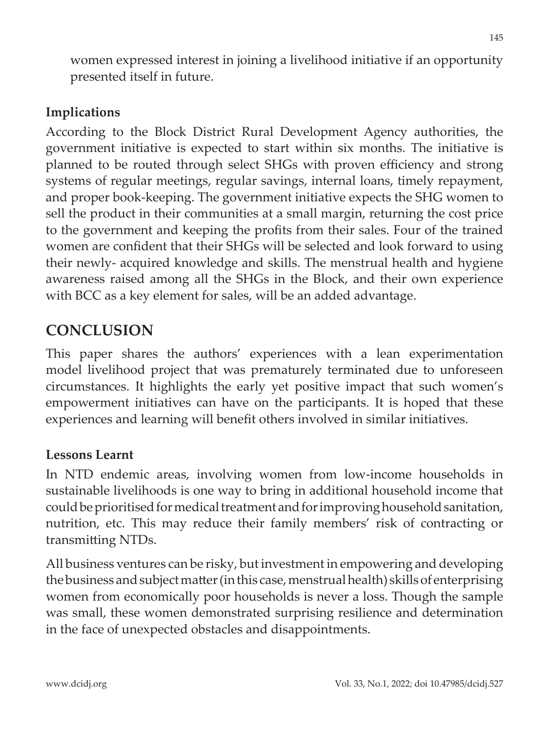women expressed interest in joining a livelihood initiative if an opportunity presented itself in future.

### Implications

According to the Block District Rural Development Agency authorities, the government initiative is expected to start within six months. The initiative is planned to be routed through select SHGs with proven efficiency and strong systems of regular meetings, regular savings, internal loans, timely repayment, and proper book-keeping. The government initiative expects the SHG women to sell the product in their communities at a small margin, returning the cost price to the government and keeping the profits from their sales. Four of the trained women are confident that their SHGs will be selected and look forward to using their newly- acquired knowledge and skills. The menstrual health and hygiene awareness raised among all the SHGs in the Block, and their own experience with BCC as a key element for sales, will be an added advantage.

## CONCLUSION

This paper shares the authors' experiences with a lean experimentation model livelihood project that was prematurely terminated due to unforeseen circumstances. It highlights the early yet positive impact that such women's empowerment initiatives can have on the participants. It is hoped that these experiences and learning will benefit others involved in similar initiatives.

### Lessons Learnt

In NTD endemic areas, involving women from low-income households in sustainable livelihoods is one way to bring in additional household income that could be prioritised for medical treatment and for improving household sanitation, nutrition, etc. This may reduce their family members' risk of contracting or transmitting NTDs.

All business ventures can be risky, but investment in empowering and developing the business and subject matter (in this case, menstrual health) skills of enterprising women from economically poor households is never a loss. Though the sample was small, these women demonstrated surprising resilience and determination in the face of unexpected obstacles and disappointments.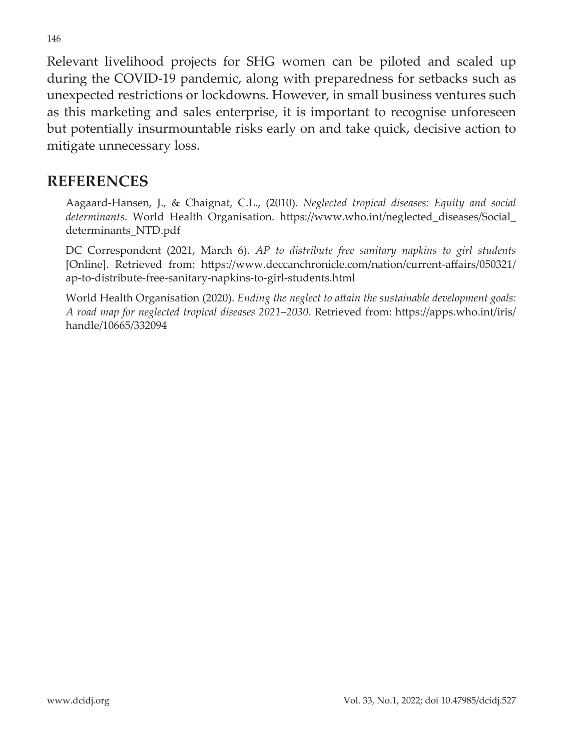Relevant livelihood projects for SHG women can be piloted and scaled up during the COVID-19 pandemic, along with preparedness for setbacks such as unexpected restrictions or lockdowns. However, in small business ventures such as this marketing and sales enterprise, it is important to recognise unforeseen but potentially insurmountable risks early on and take quick, decisive action to mitigate unnecessary loss.

## REFERENCES

Aagaard-Hansen, J., & Chaignat, C.L., (2010). *Neglected tropical diseases: Equity and social determinants*. World Health Organisation. https://www.who.int/neglected_diseases/Social_determinants_NTD.pdf

DC Correspondent (2021, March 6). *AP to distribute free sanitary napkins to girl students* [Online]. Retrieved from: https://www.deccanchronicle.com/nation/current-affairs/050321/ap-to-distribute-free-sanitary-napkins-to-girl-students.html

World Health Organisation (2020). *Ending the neglect to attain the sustainable development goals: A road map for neglected tropical diseases 2021–2030*. Retrieved from: https://apps.who.int/iris/handle/10665/332094